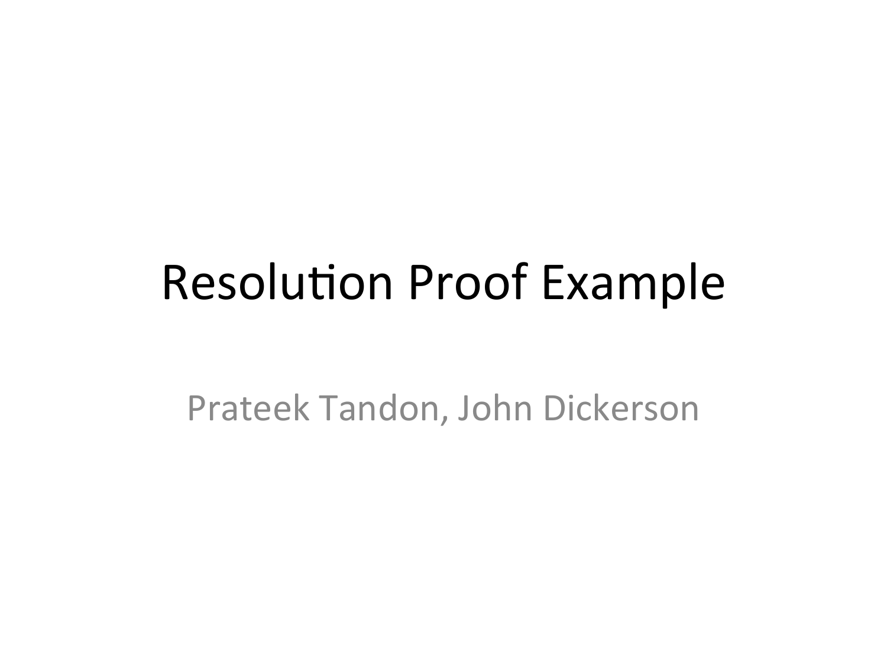# Resolution Proof Example

Prateek Tandon, John Dickerson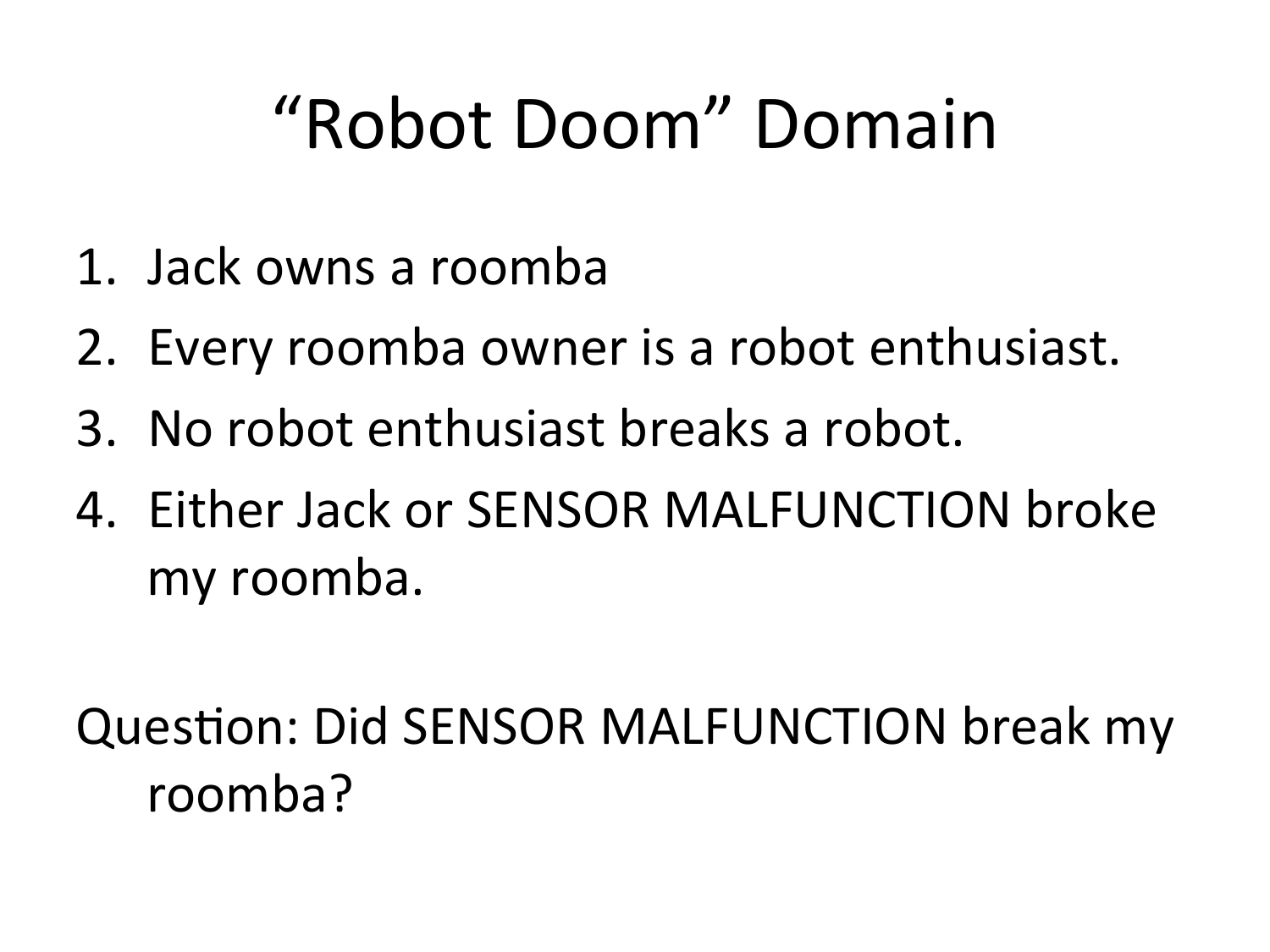# “Robot Doom” Domain

1. Jack owns a roomba
2. Every roomba owner is a robot enthusiast.
3. No robot enthusiast breaks a robot.
4. Either Jack or SENSOR MALFUNCTION broke my roomba.

Question: Did SENSOR MALFUNCTION break my roomba?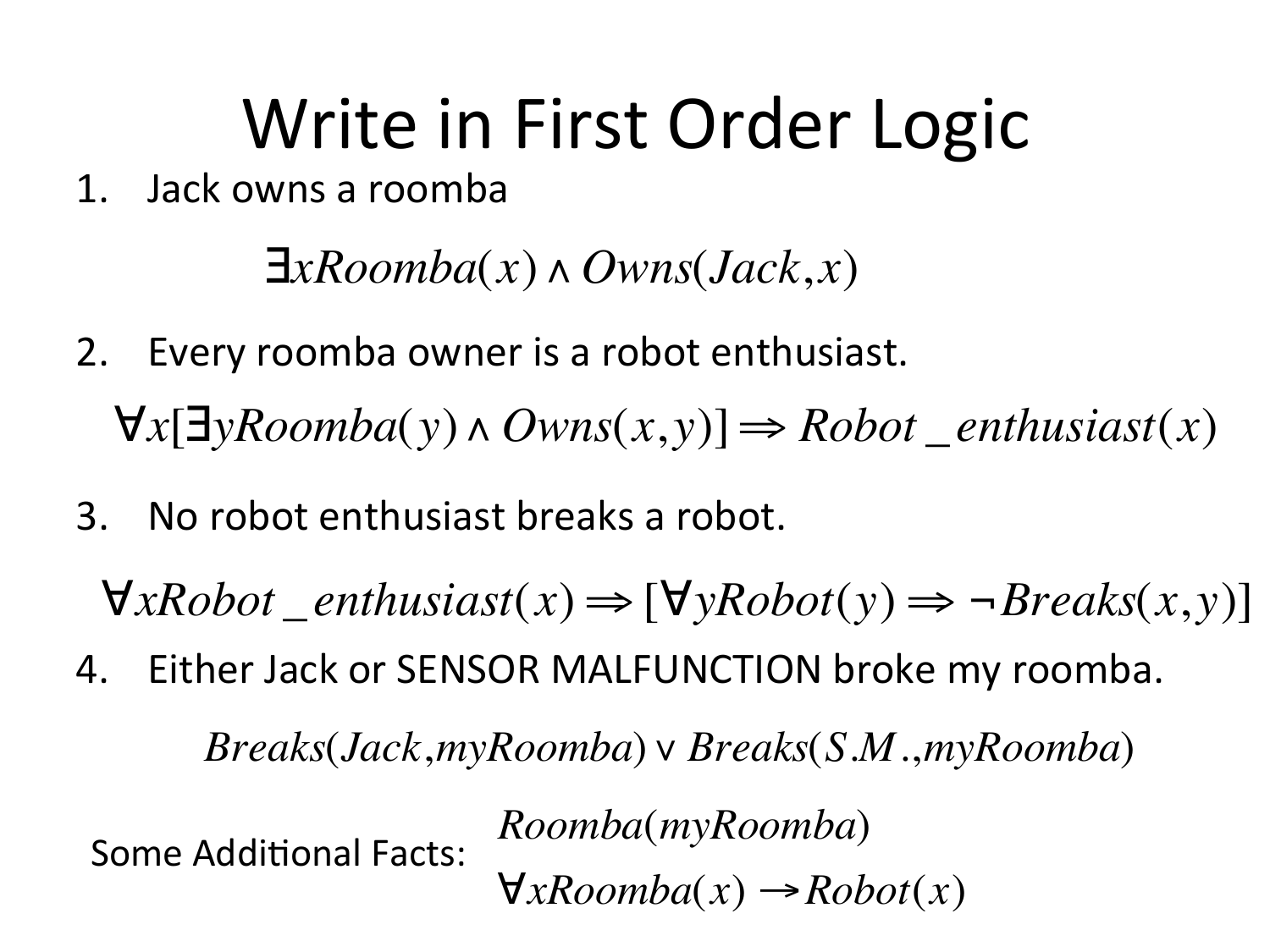# Write in First Order Logic

1. Jack owns a roomba

$$\exists x Roomba(x) \wedge Owns(Jack, x)$$

2. Every roomba owner is a robot enthusiast.

$$\forall x [\exists y Roomba(y) \wedge Owns(x, y)] \Rightarrow Robot\_enthusiast(x)$$

3. No robot enthusiast breaks a robot.

$$\forall x Robot\_enthusiast(x) \Rightarrow [\forall y Robot(y) \Rightarrow \neg Breaks(x, y)]$$

4. Either Jack or SENSOR MALFUNCTION broke my roomba.

$$Breaks(Jack, myRoomba) \vee Breaks(S.M., myRoomba)$$

Some Additional Facts:

$$Roomba(myRoomba)$$

$$\forall x Roomba(x) \rightarrow Robot(x)$$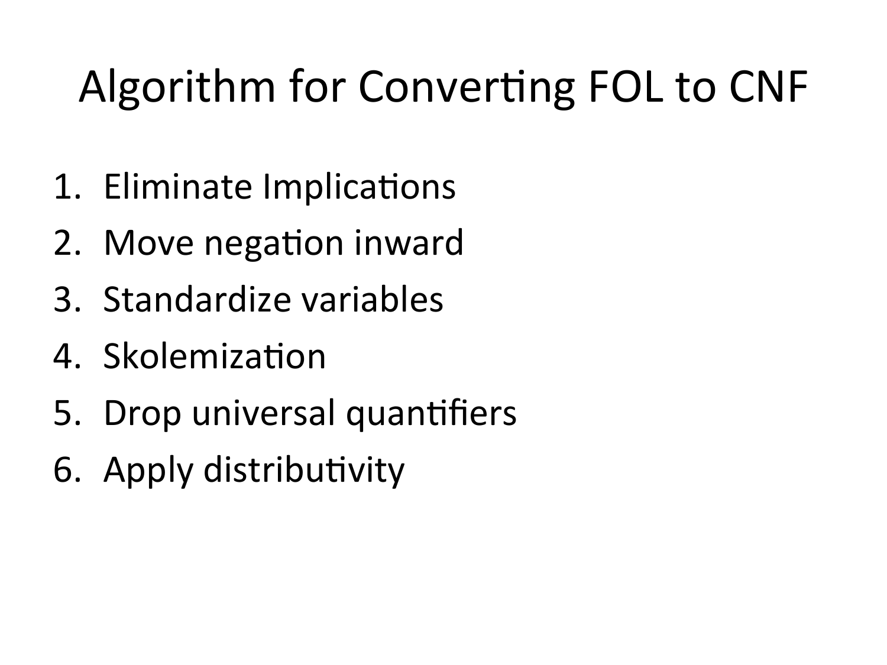# Algorithm for Converting FOL to CNF

1. Eliminate Implications
2. Move negation inward
3. Standardize variables
4. Skolemization
5. Drop universal quantifiers
6. Apply distributivity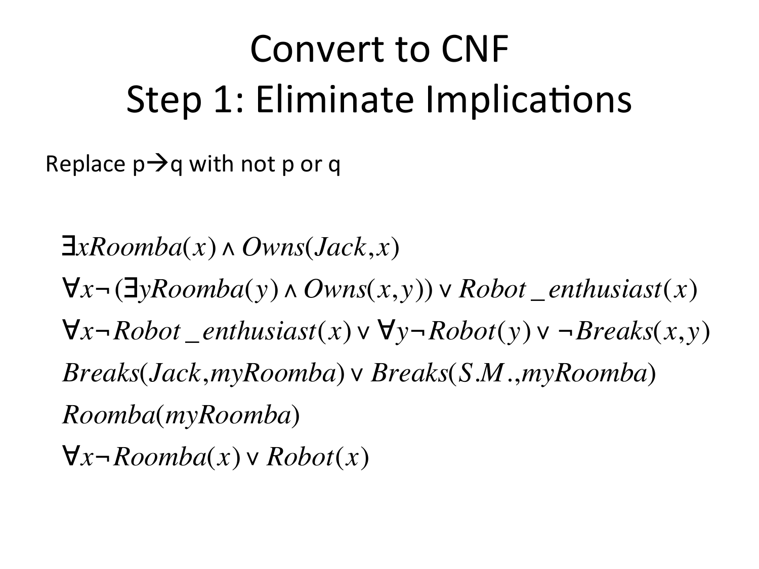# Convert to CNF
## Step 1: Eliminate Implications

Replace p→q with not p or q

$$\exists x Roomba(x) \wedge Owns(Jack, x)$$

$$\forall x \neg (\exists y Roomba(y) \wedge Owns(x, y)) \vee Robot\_enthusiast(x)$$

$$\forall x \neg Robot\_enthusiast(x) \vee \forall y \neg Robot(y) \vee \neg Breaks(x, y)$$

$$Breaks(Jack, myRoomba) \vee Breaks(S.M., myRoomba)$$

$$Roomba(myRoomba)$$

$$\forall x \neg Roomba(x) \vee Robot(x)$$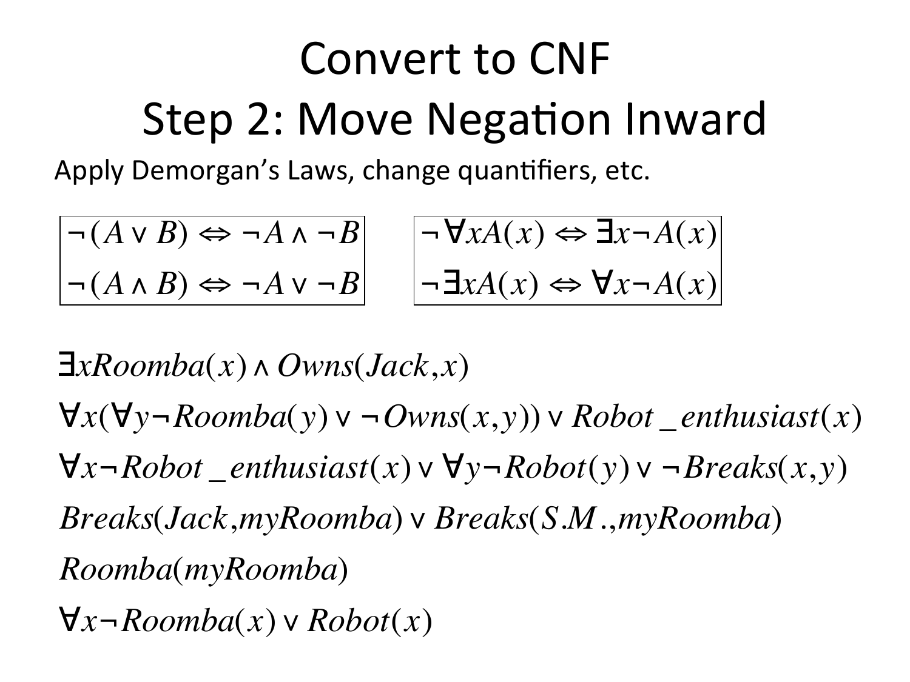# Convert to CNF
# Step 2: Move Negation Inward

Apply Demorgan's Laws, change quantifiers, etc.

$$\neg(A \vee B) \Leftrightarrow \neg A \wedge \neg B$$
$$\neg(A \wedge B) \Leftrightarrow \neg A \vee \neg B$$

$$\neg \forall x A(x) \Leftrightarrow \exists x \neg A(x)$$
$$\neg \exists x A(x) \Leftrightarrow \forall x \neg A(x)$$

$$\exists x Roomba(x) \wedge Owns(Jack, x)$$

$$\forall x (\forall y \neg Roomba(y) \vee \neg Owns(x, y)) \vee Robot\_enthusiast(x)$$

$$\forall x \neg Robot\_enthusiast(x) \vee \forall y \neg Robot(y) \vee \neg Breaks(x, y)$$

$$Breaks(Jack, myRoomba) \vee Breaks(S.M., myRoomba)$$

$$Roomba(myRoomba)$$

$$\forall x \neg Roomba(x) \vee Robot(x)$$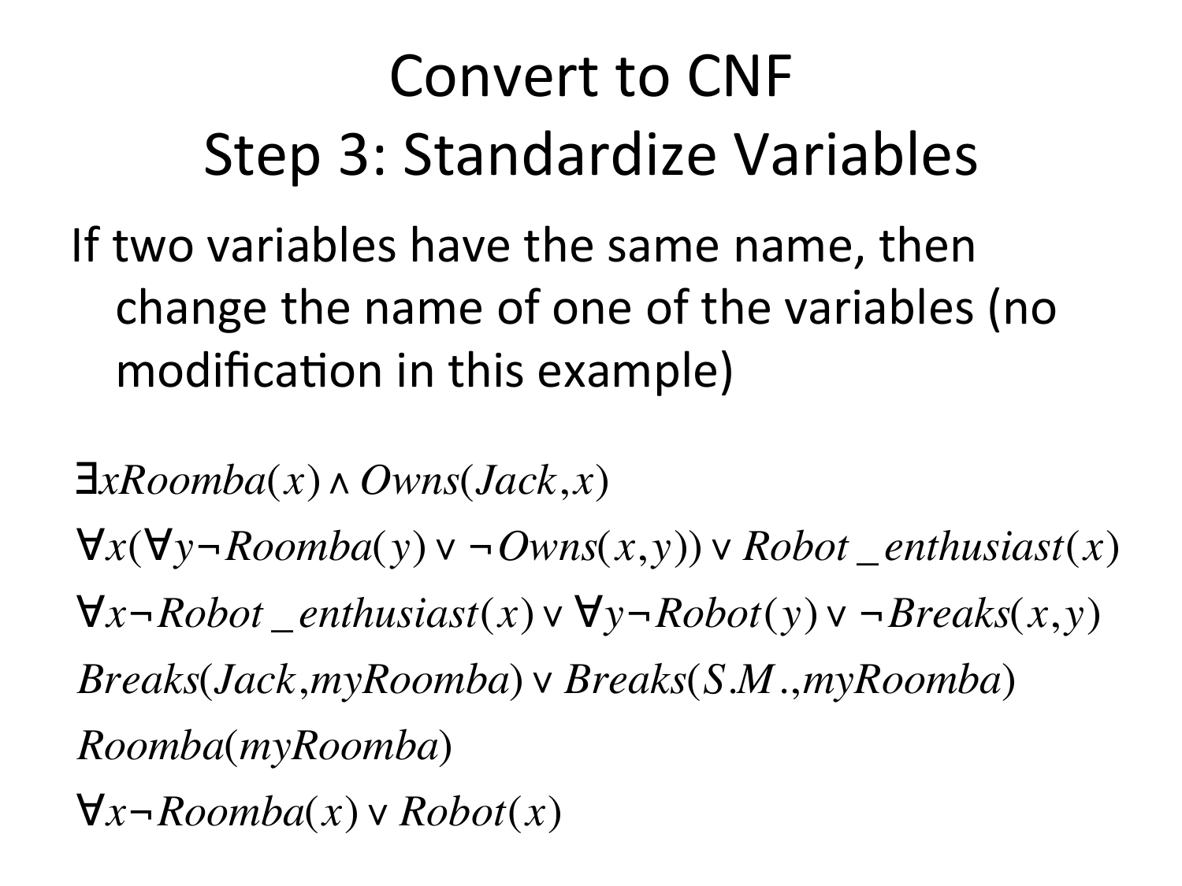# Convert to CNF
## Step 3: Standardize Variables

If two variables have the same name, then change the name of one of the variables (no modification in this example)

$$\exists x Roomba(x) \wedge Owns(Jack, x)$$

$$\forall x (\forall y \neg Roomba(y) \vee \neg Owns(x, y)) \vee Robot\_enthusiast(x)$$

$$\forall x \neg Robot\_enthusiast(x) \vee \forall y \neg Robot(y) \vee \neg Breaks(x, y)$$

$$Breaks(Jack, myRoomba) \vee Breaks(S.M., myRoomba)$$

$$Roomba(myRoomba)$$

$$\forall x \neg Roomba(x) \vee Robot(x)$$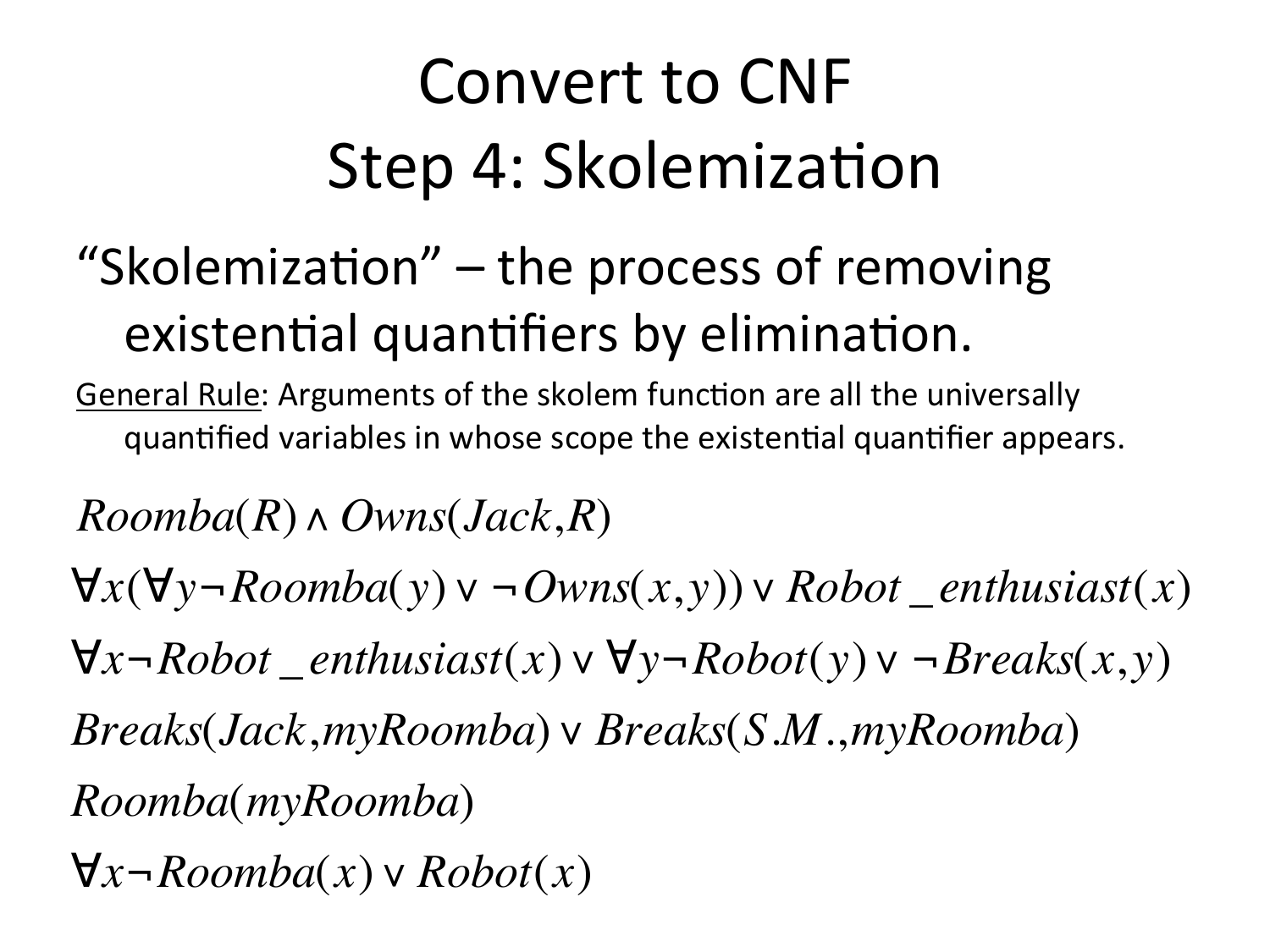# Convert to CNF
## Step 4: Skolemization

"Skolemization" – the process of removing existential quantifiers by elimination.

General Rule: Arguments of the skolem function are all the universally quantified variables in whose scope the existential quantifier appears.

$$Roomba(R) \wedge Owns(Jack, R)$$

$$\forall x(\forall y \neg Roomba(y) \vee \neg Owns(x, y)) \vee Robot\_enthusiast(x)$$

$$\forall x \neg Robot\_enthusiast(x) \vee \forall y \neg Robot(y) \vee \neg Breaks(x, y)$$

$$Breaks(Jack, myRoomba) \vee Breaks(S.M., myRoomba)$$

$$Roomba(myRoomba)$$

$$\forall x \neg Roomba(x) \vee Robot(x)$$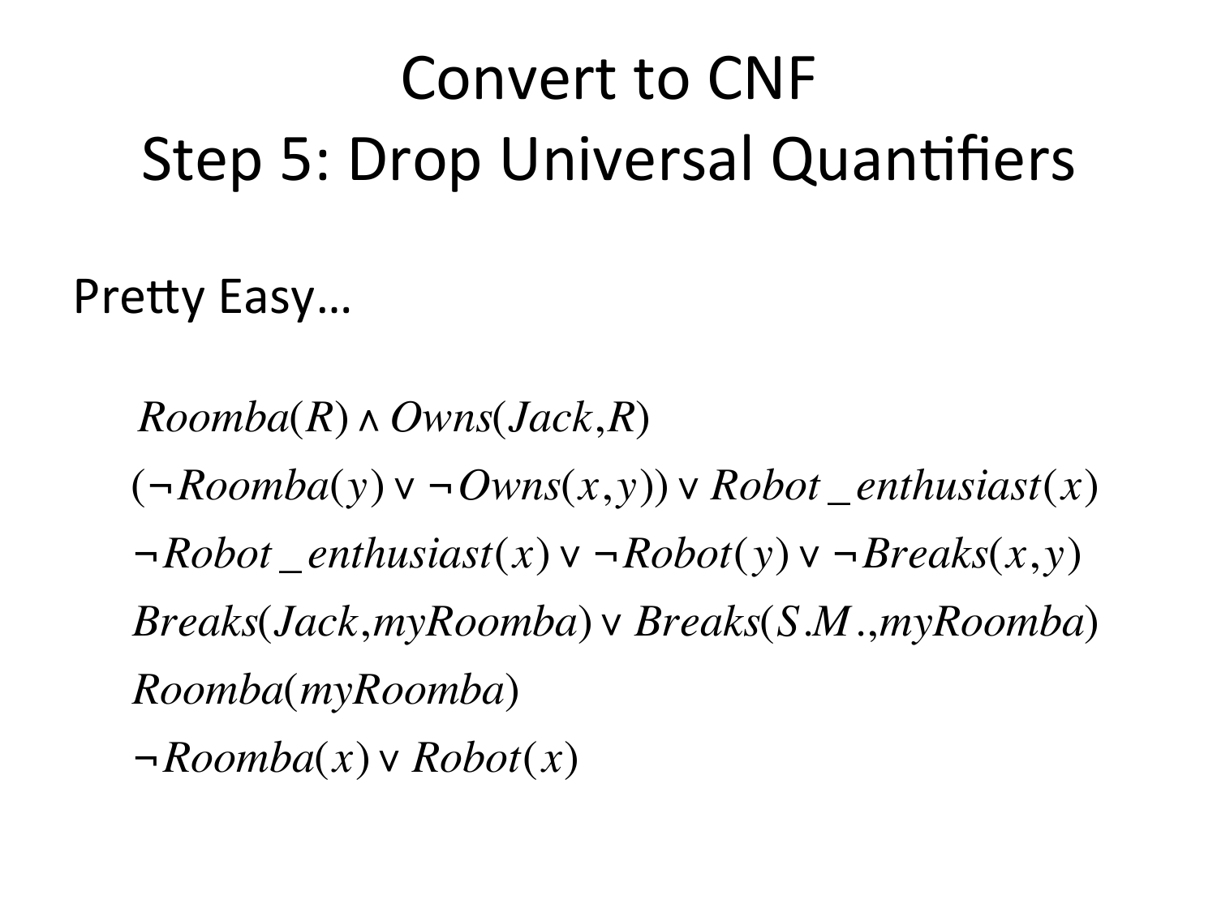# Convert to CNF
## Step 5: Drop Universal Quantifiers

Pretty Easy…

$$Roomba(R) \wedge Owns(Jack, R)$$

$$(\neg Roomba(y) \vee \neg Owns(x, y)) \vee Robot\_enthusiast(x)$$

$$\neg Robot\_enthusiast(x) \vee \neg Robot(y) \vee \neg Breaks(x, y)$$

$$Breaks(Jack, myRoomba) \vee Breaks(S.M., myRoomba)$$

$$Roomba(myRoomba)$$

$$\neg Roomba(x) \vee Robot(x)$$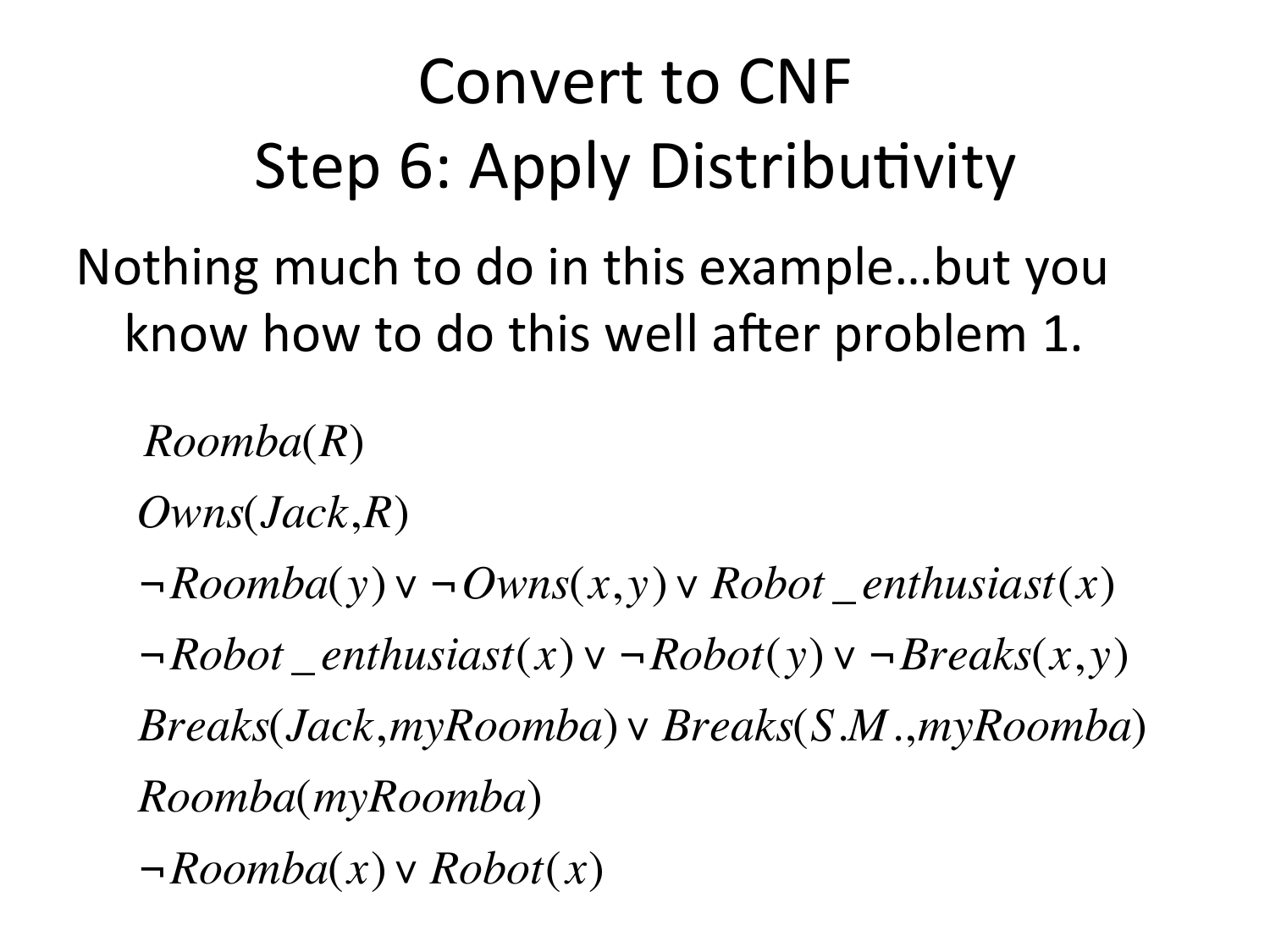# Convert to CNF
## Step 6: Apply Distributivity

Nothing much to do in this example…but you know how to do this well after problem 1.

$$Roomba(R)$$

$$Owns(Jack, R)$$

$$\neg Roomba(y) \vee \neg Owns(x, y) \vee Robot\_enthusiast(x)$$

$$\neg Robot\_enthusiast(x) \vee \neg Robot(y) \vee \neg Breaks(x, y)$$

$$Breaks(Jack, myRoomba) \vee Breaks(S.M., myRoomba)$$

$$Roomba(myRoomba)$$

$$\neg Roomba(x) \vee Robot(x)$$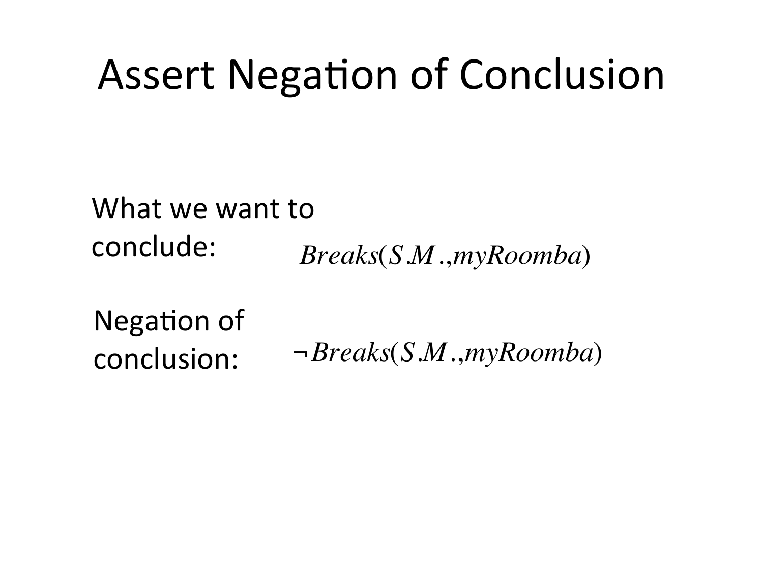# Assert Negation of Conclusion

What we want to conclude: $Breaks(S.M.,myRoomba)$

Negation of conclusion: $\neg Breaks(S.M.,myRoomba)$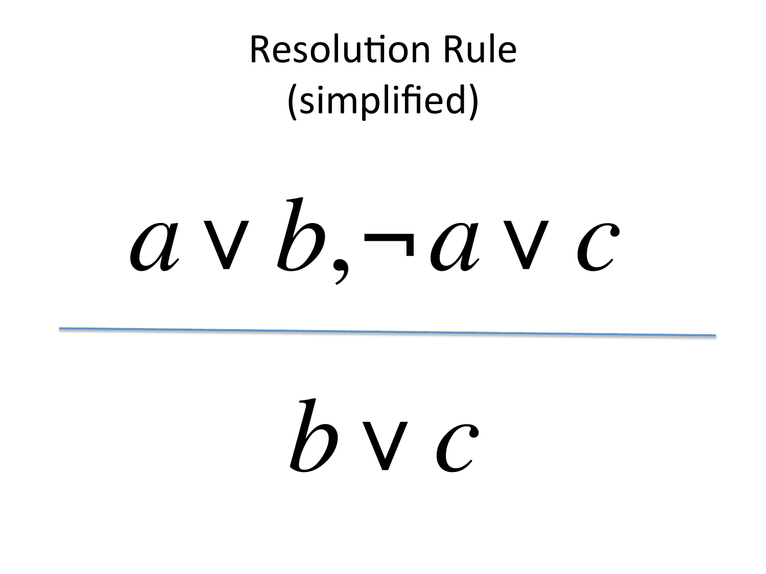# Resolution Rule
(simplified)

$$\frac{a \vee b, \neg a \vee c}{b \vee c}$$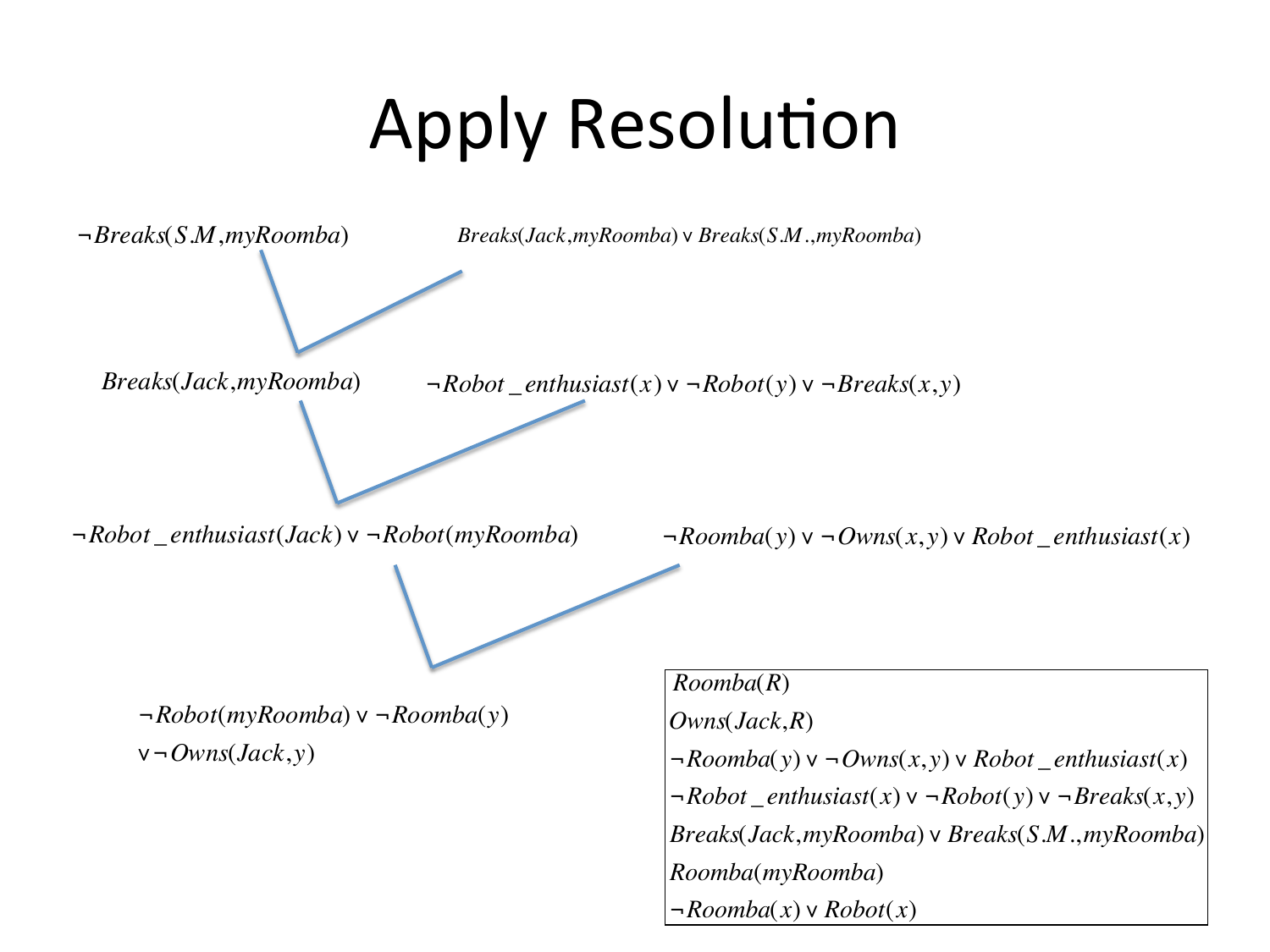# Apply Resolution

$\neg Breaks(S.M, myRoomba)$

$Breaks(Jack, myRoomba) \vee Breaks(S.M., myRoomba)$

$Breaks(Jack, myRoomba)$

$\neg Robot\_enthusiast(x) \vee \neg Robot(y) \vee \neg Breaks(x, y)$

$\neg Robot\_enthusiast(Jack) \vee \neg Robot(myRoomba)$

$\neg Roomba(y) \vee \neg Owns(x, y) \vee Robot\_enthusiast(x)$

$\neg Robot(myRoomba) \vee \neg Roomba(y)$
$\vee \neg Owns(Jack, y)$

$Roomba(R)$
$Owns(Jack, R)$
$\neg Roomba(y) \vee \neg Owns(x, y) \vee Robot\_enthusiast(x)$
$\neg Robot\_enthusiast(x) \vee \neg Robot(y) \vee \neg Breaks(x, y)$
$Breaks(Jack, myRoomba) \vee Breaks(S.M., myRoomba)$
$Roomba(myRoomba)$
$\neg Roomba(x) \vee Robot(x)$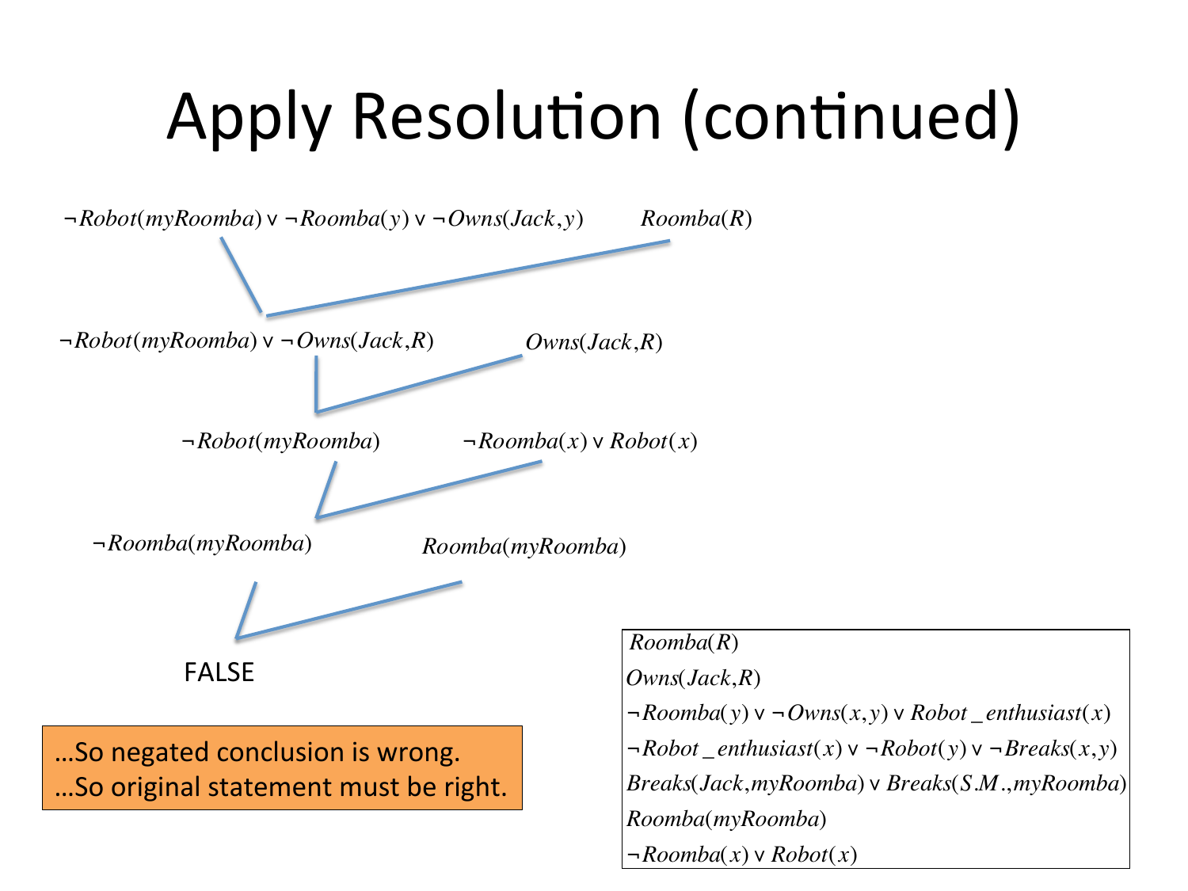# Apply Resolution (continued)

$\neg Robot(myRoomba) \vee \neg Roomba(y) \vee \neg Owns(Jack, y)$ and $Roomba(R)$ resolve to:

$\neg Robot(myRoomba) \vee \neg Owns(Jack, R)$

$\neg Robot(myRoomba) \vee \neg Owns(Jack, R)$ and $Owns(Jack, R)$ resolve to:

$\neg Robot(myRoomba)$

$\neg Robot(myRoomba)$ and $\neg Roomba(x) \vee Robot(x)$ resolve to:

$\neg Roomba(myRoomba)$

$\neg Roomba(myRoomba)$ and $Roomba(myRoomba)$ resolve to:

FALSE

…So negated conclusion is wrong.
…So original statement must be right.

| |
|---|
| $Roomba(R)$ |
| $Owns(Jack, R)$ |
| $\neg Roomba(y) \vee \neg Owns(x, y) \vee Robot\_enthusiast(x)$ |
| $\neg Robot\_enthusiast(x) \vee \neg Robot(y) \vee \neg Breaks(x, y)$ |
| $Breaks(Jack, myRoomba) \vee Breaks(S.M., myRoomba)$ |
| $Roomba(myRoomba)$ |
| $\neg Roomba(x) \vee Robot(x)$ |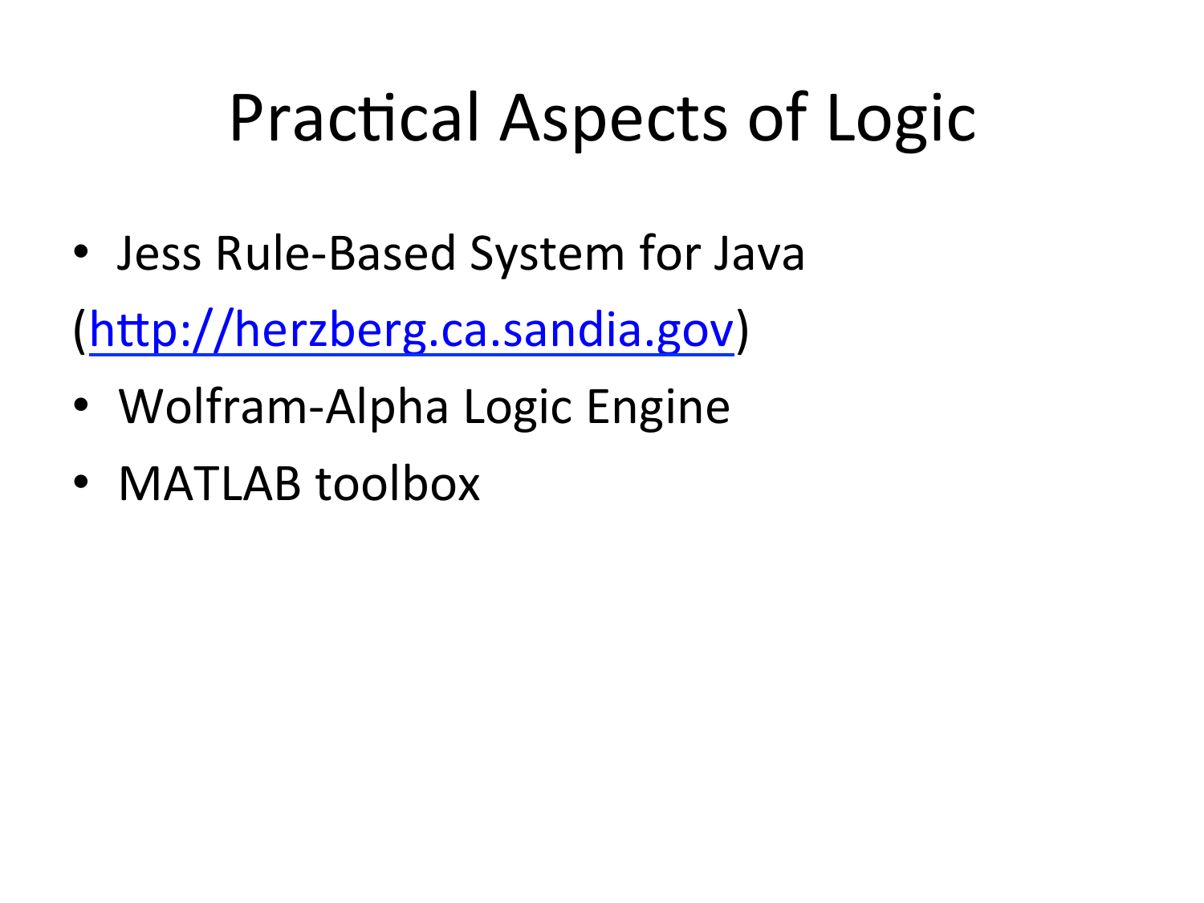# Practical Aspects of Logic

- Jess Rule-Based System for Java

(http://herzberg.ca.sandia.gov)

- Wolfram-Alpha Logic Engine
- MATLAB toolbox